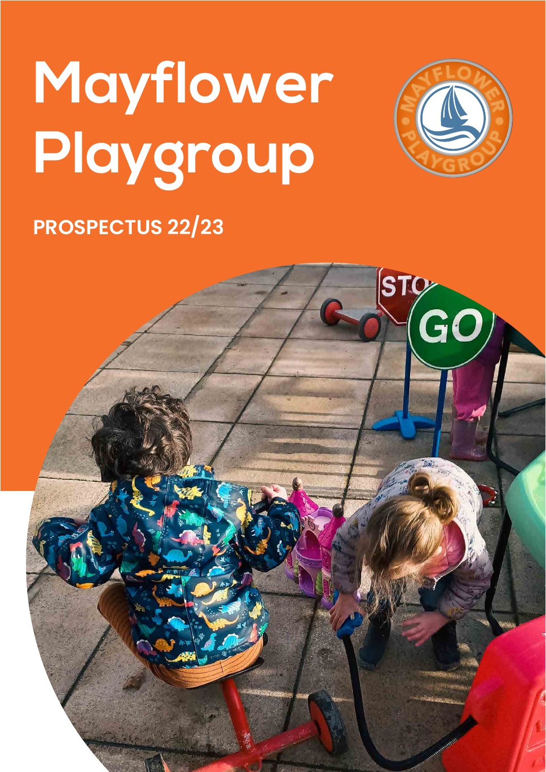# Mayflower Playgroup

**PROSPECTUS 22/23**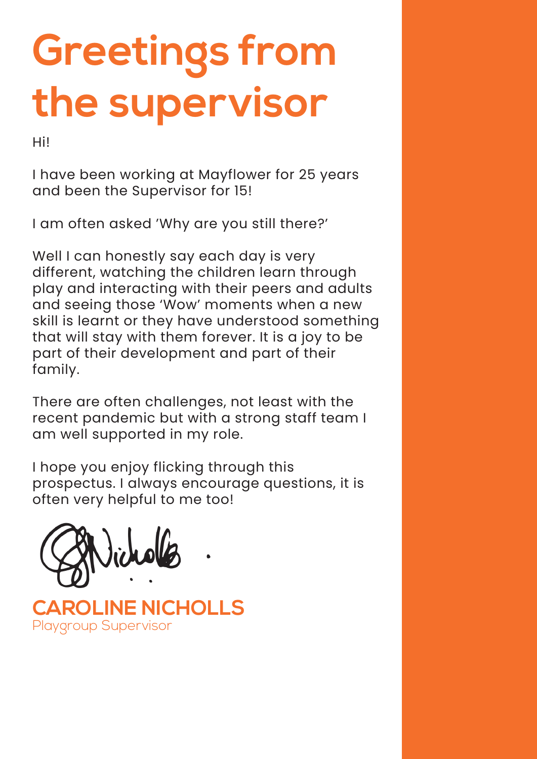# Greetings from the supervisor

Hi!

I have been working at Mayflower for 25 years and been the Supervisor for 15!

I am often asked 'Why are you still there?'

Well I can honestly say each day is very different, watching the children learn through play and interacting with their peers and adults and seeing those 'Wow' moments when a new skill is learnt or they have understood something that will stay with them forever. It is a joy to be part of their development and part of their family.

There are often challenges, not least with the recent pandemic but with a strong staff team I am well supported in my role.

I hope you enjoy flicking through this prospectus. I always encourage questions, it is often very helpful to me too!

**CAROLINE NICHOLLS**
Playgroup Supervisor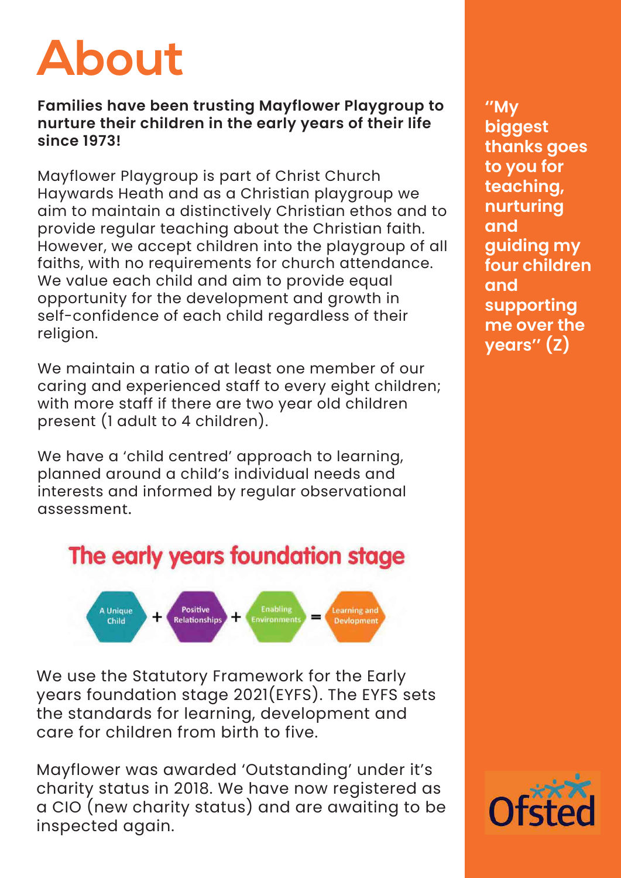# About

**Families have been trusting Mayflower Playgroup to nurture their children in the early years of their life since 1973!**

Mayflower Playgroup is part of Christ Church Haywards Heath and as a Christian playgroup we aim to maintain a distinctively Christian ethos and to provide regular teaching about the Christian faith. However, we accept children into the playgroup of all faiths, with no requirements for church attendance. We value each child and aim to provide equal opportunity for the development and growth in self-confidence of each child regardless of their religion.

We maintain a ratio of at least one member of our caring and experienced staff to every eight children; with more staff if there are two year old children present (1 adult to 4 children).

We have a 'child centred' approach to learning, planned around a child's individual needs and interests and informed by regular observational assessment.

## The early years foundation stage

A Unique Child + Positive Relationships + Enabling Environments = Learning and Devlopment

We use the Statutory Framework for the Early years foundation stage 2021(EYFS). The EYFS sets the standards for learning, development and care for children from birth to five.

Mayflower was awarded 'Outstanding' under it's charity status in 2018. We have now registered as a CIO (new charity status) and are awaiting to be inspected again.

**"My biggest thanks goes to you for teaching, nurturing and guiding my four children and supporting me over the years" (Z)**

Ofsted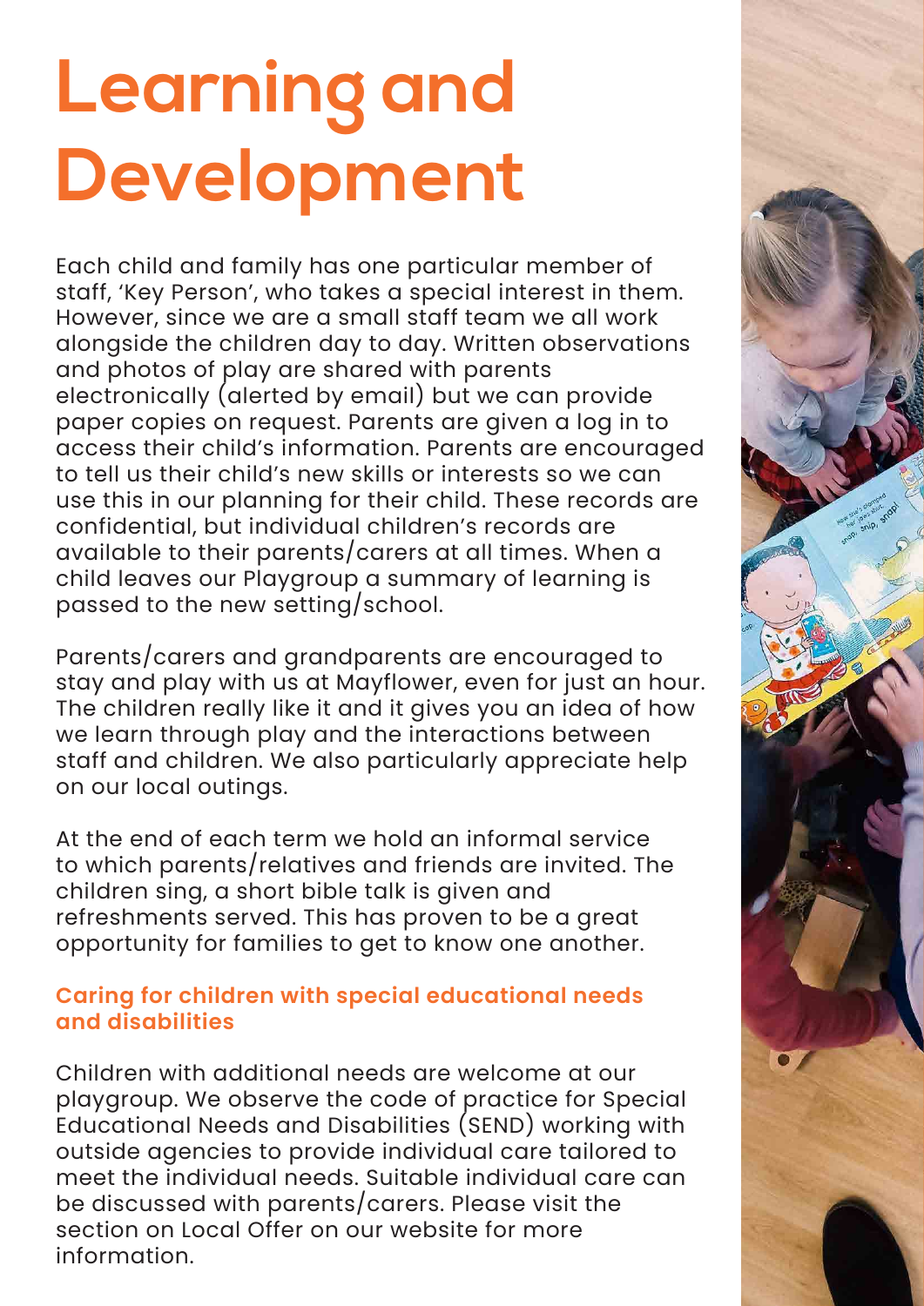# Learning and Development

Each child and family has one particular member of staff, 'Key Person', who takes a special interest in them. However, since we are a small staff team we all work alongside the children day to day. Written observations and photos of play are shared with parents electronically (alerted by email) but we can provide paper copies on request. Parents are given a log in to access their child's information. Parents are encouraged to tell us their child's new skills or interests so we can use this in our planning for their child. These records are confidential, but individual children's records are available to their parents/carers at all times. When a child leaves our Playgroup a summary of learning is passed to the new setting/school.

Parents/carers and grandparents are encouraged to stay and play with us at Mayflower, even for just an hour. The children really like it and it gives you an idea of how we learn through play and the interactions between staff and children. We also particularly appreciate help on our local outings.

At the end of each term we hold an informal service to which parents/relatives and friends are invited. The children sing, a short bible talk is given and refreshments served. This has proven to be a great opportunity for families to get to know one another.

### Caring for children with special educational needs and disabilities

Children with additional needs are welcome at our playgroup. We observe the code of practice for Special Educational Needs and Disabilities (SEND) working with outside agencies to provide individual care tailored to meet the individual needs. Suitable individual care can be discussed with parents/carers. Please visit the section on Local Offer on our website for more information.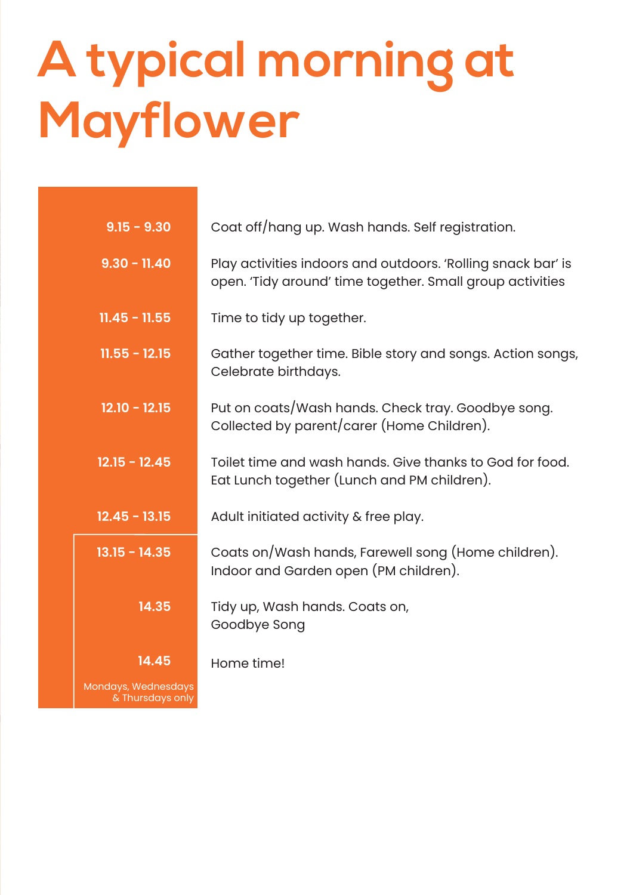# A typical morning at Mayflower

| | |
|---|---|
| **9.15 - 9.30** | Coat off/hang up. Wash hands. Self registration. |
| **9.30 - 11.40** | Play activities indoors and outdoors. 'Rolling snack bar' is open. 'Tidy around' time together. Small group activities |
| **11.45 - 11.55** | Time to tidy up together. |
| **11.55 - 12.15** | Gather together time. Bible story and songs. Action songs, Celebrate birthdays. |
| **12.10 - 12.15** | Put on coats/Wash hands. Check tray. Goodbye song. Collected by parent/carer (Home Children). |
| **12.15 - 12.45** | Toilet time and wash hands. Give thanks to God for food. Eat Lunch together (Lunch and PM children). |
| **12.45 - 13.15** | Adult initiated activity & free play. |
| **13.15 - 14.35** | Coats on/Wash hands, Farewell song (Home children). Indoor and Garden open (PM children). |
| **14.35** | Tidy up, Wash hands. Coats on, Goodbye Song |
| **14.45** | Home time! |

Mondays, Wednesdays & Thursdays only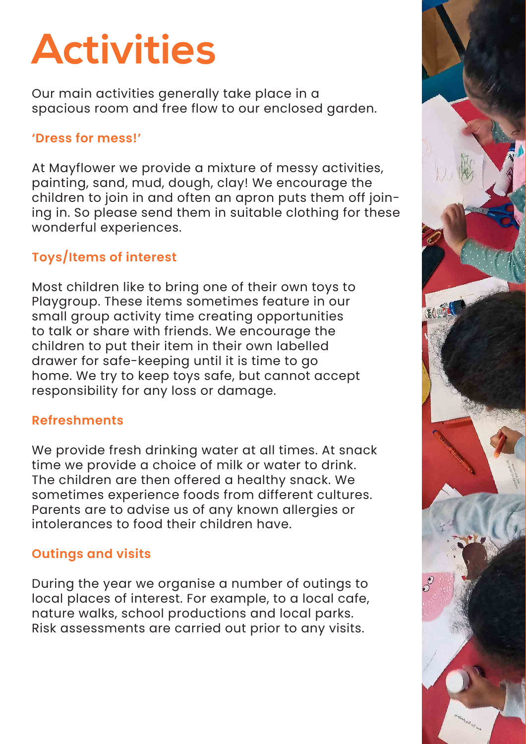# Activities

Our main activities generally take place in a spacious room and free flow to our enclosed garden.

## 'Dress for mess!'

At Mayflower we provide a mixture of messy activities, painting, sand, mud, dough, clay! We encourage the children to join in and often an apron puts them off joining in. So please send them in suitable clothing for these wonderful experiences.

## Toys/Items of interest

Most children like to bring one of their own toys to Playgroup. These items sometimes feature in our small group activity time creating opportunities to talk or share with friends. We encourage the children to put their item in their own labelled drawer for safe-keeping until it is time to go home. We try to keep toys safe, but cannot accept responsibility for any loss or damage.

## Refreshments

We provide fresh drinking water at all times. At snack time we provide a choice of milk or water to drink. The children are then offered a healthy snack. We sometimes experience foods from different cultures. Parents are to advise us of any known allergies or intolerances to food their children have.

## Outings and visits

During the year we organise a number of outings to local places of interest. For example, to a local cafe, nature walks, school productions and local parks. Risk assessments are carried out prior to any visits.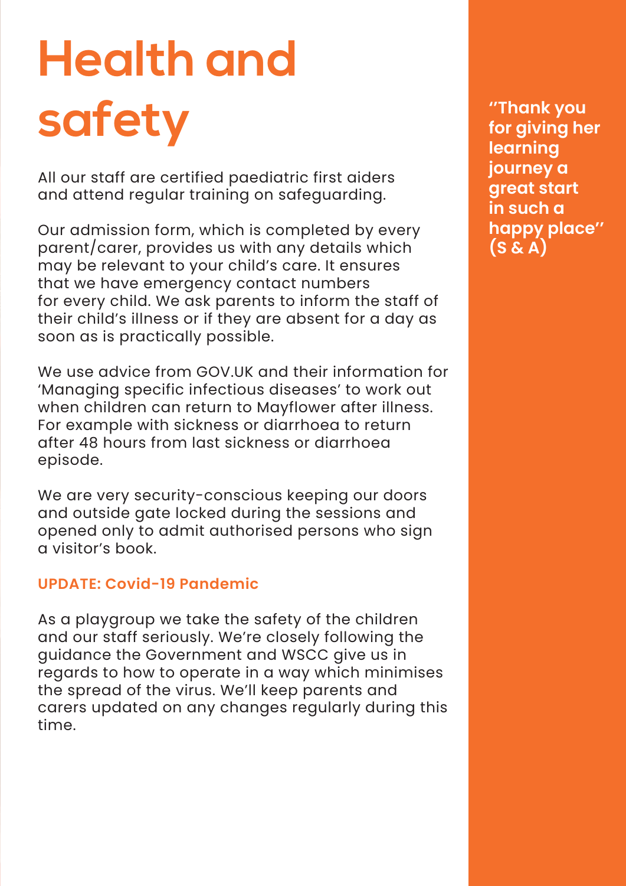# Health and safety

All our staff are certified paediatric first aiders and attend regular training on safeguarding.

Our admission form, which is completed by every parent/carer, provides us with any details which may be relevant to your child's care. It ensures that we have emergency contact numbers for every child. We ask parents to inform the staff of their child's illness or if they are absent for a day as soon as is practically possible.

We use advice from GOV.UK and their information for 'Managing specific infectious diseases' to work out when children can return to Mayflower after illness. For example with sickness or diarrhoea to return after 48 hours from last sickness or diarrhoea episode.

We are very security-conscious keeping our doors and outside gate locked during the sessions and opened only to admit authorised persons who sign a visitor's book.

**UPDATE: Covid-19 Pandemic**

As a playgroup we take the safety of the children and our staff seriously. We're closely following the guidance the Government and WSCC give us in regards to how to operate in a way which minimises the spread of the virus. We'll keep parents and carers updated on any changes regularly during this time.

**"Thank you for giving her learning journey a great start in such a happy place" (S & A)**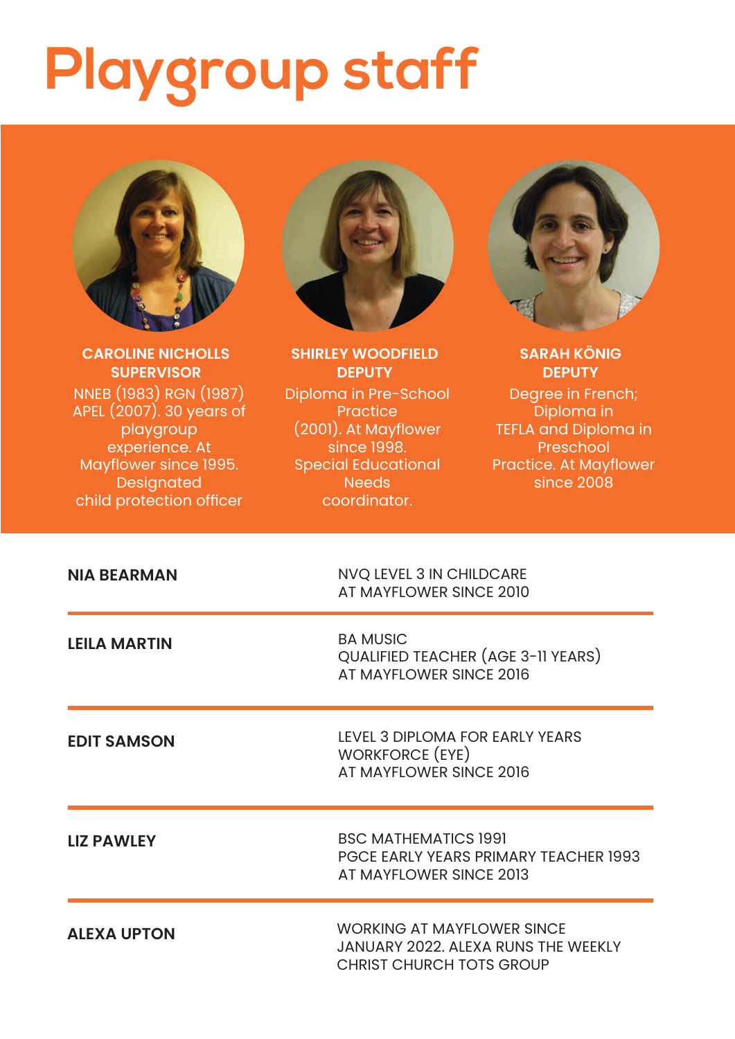# Playgroup staff

**CAROLINE NICHOLLS**
**SUPERVISOR**
NNEB (1983) RGN (1987) APEL (2007). 30 years of playgroup experience. At Mayflower since 1995. Designated child protection officer

**SHIRLEY WOODFIELD**
**DEPUTY**
Diploma in Pre-School Practice (2001). At Mayflower since 1998. Special Educational Needs coordinator.

**SARAH KÖNIG**
**DEPUTY**
Degree in French; Diploma in TEFLA and Diploma in Preschool Practice. At Mayflower since 2008

| | |
|---|---|
| **NIA BEARMAN** | NVQ LEVEL 3 IN CHILDCARE<br>AT MAYFLOWER SINCE 2010 |
| **LEILA MARTIN** | BA MUSIC<br>QUALIFIED TEACHER (AGE 3-11 YEARS)<br>AT MAYFLOWER SINCE 2016 |
| **EDIT SAMSON** | LEVEL 3 DIPLOMA FOR EARLY YEARS WORKFORCE (EYE)<br>AT MAYFLOWER SINCE 2016 |
| **LIZ PAWLEY** | BSC MATHEMATICS 1991<br>PGCE EARLY YEARS PRIMARY TEACHER 1993<br>AT MAYFLOWER SINCE 2013 |
| **ALEXA UPTON** | WORKING AT MAYFLOWER SINCE JANUARY 2022. ALEXA RUNS THE WEEKLY CHRIST CHURCH TOTS GROUP |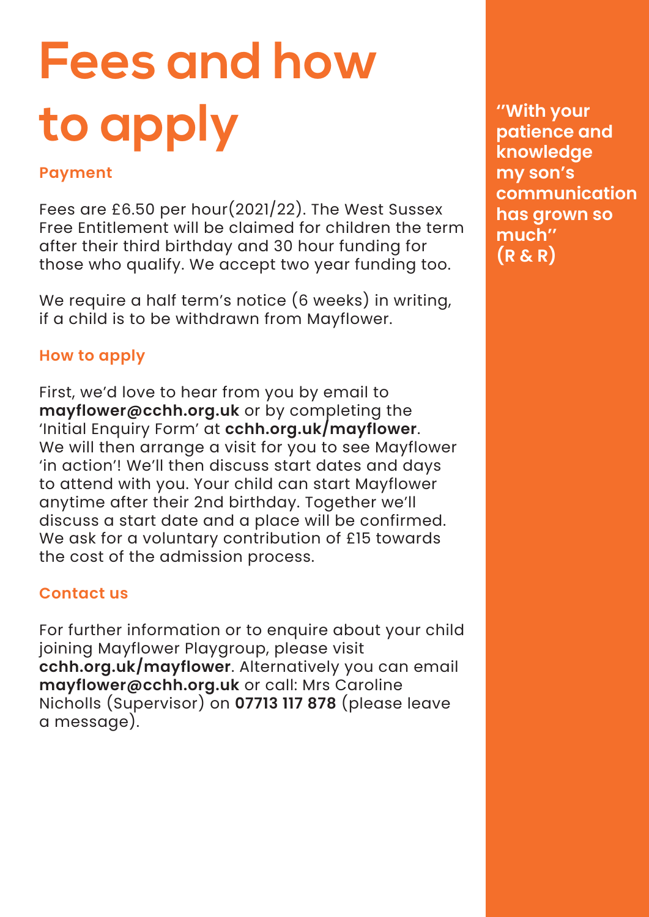# Fees and how to apply

### Payment

Fees are £6.50 per hour(2021/22). The West Sussex Free Entitlement will be claimed for children the term after their third birthday and 30 hour funding for those who qualify. We accept two year funding too.

We require a half term's notice (6 weeks) in writing, if a child is to be withdrawn from Mayflower.

### How to apply

First, we'd love to hear from you by email to **mayflower@cchh.org.uk** or by completing the 'Initial Enquiry Form' at **cchh.org.uk/mayflower**. We will then arrange a visit for you to see Mayflower 'in action'! We'll then discuss start dates and days to attend with you. Your child can start Mayflower anytime after their 2nd birthday. Together we'll discuss a start date and a place will be confirmed. We ask for a voluntary contribution of £15 towards the cost of the admission process.

### Contact us

For further information or to enquire about your child joining Mayflower Playgroup, please visit **cchh.org.uk/mayflower**. Alternatively you can email **mayflower@cchh.org.uk** or call: Mrs Caroline Nicholls (Supervisor) on **07713 117 878** (please leave a message).

**"With your patience and knowledge my son's communication has grown so much" (R & R)**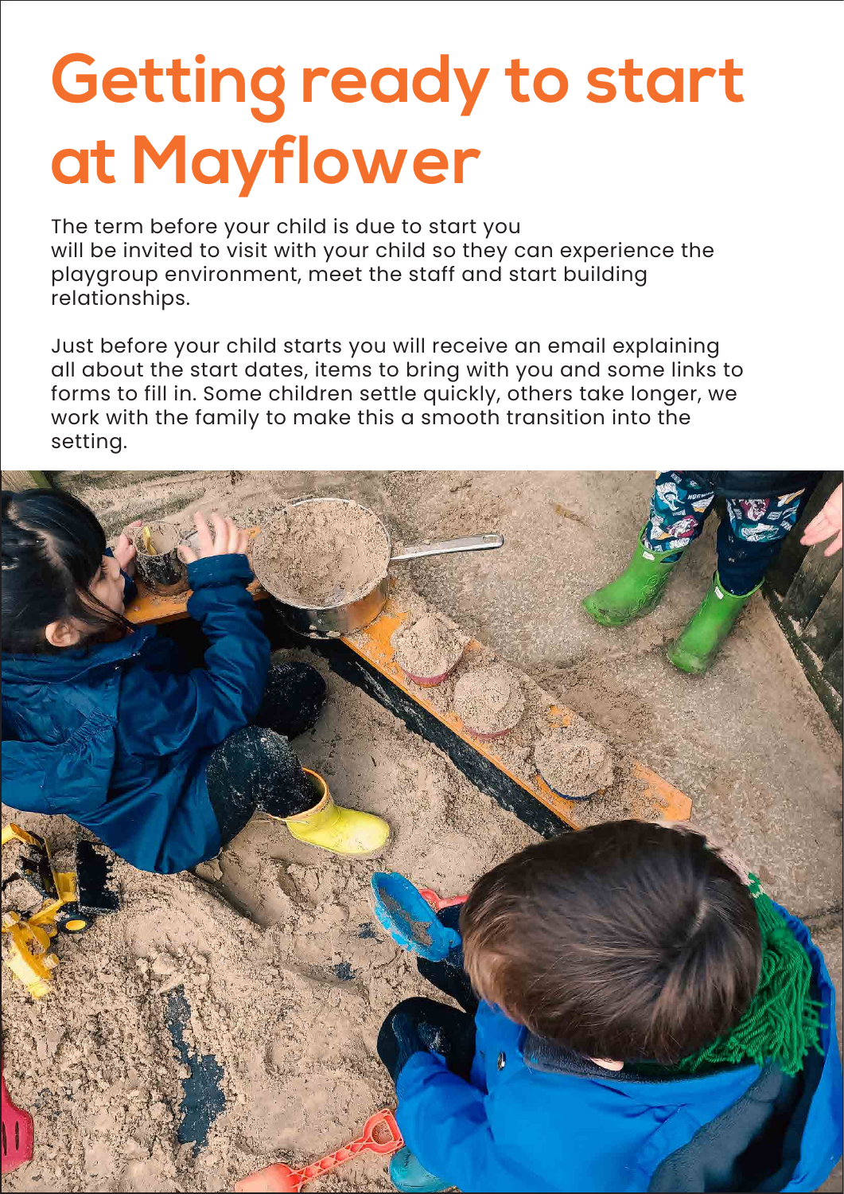# Getting ready to start at Mayflower

The term before your child is due to start you will be invited to visit with your child so they can experience the playgroup environment, meet the staff and start building relationships.

Just before your child starts you will receive an email explaining all about the start dates, items to bring with you and some links to forms to fill in. Some children settle quickly, others take longer, we work with the family to make this a smooth transition into the setting.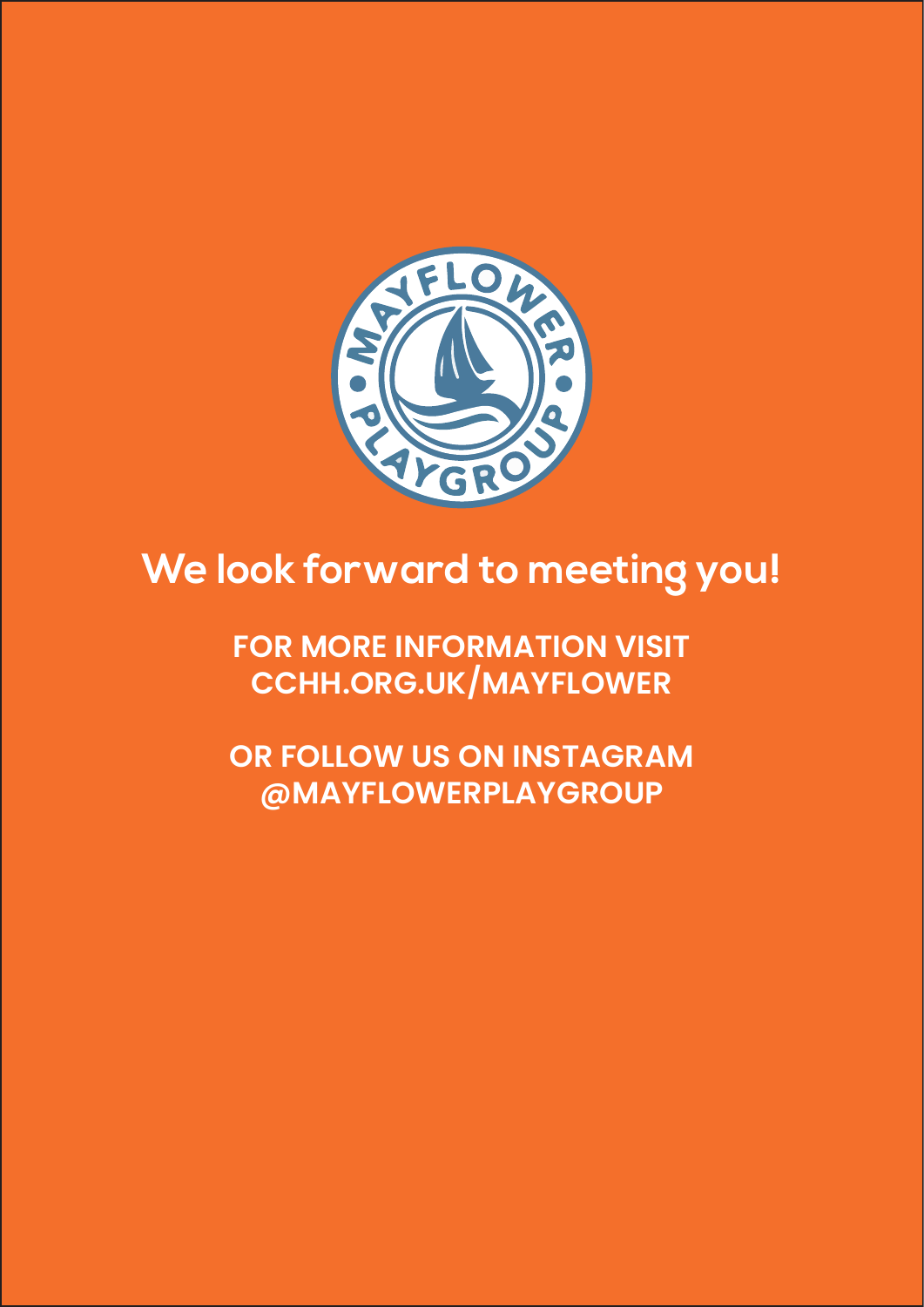## We look forward to meeting you!

**FOR MORE INFORMATION VISIT**
**CCHH.ORG.UK/MAYFLOWER**

**OR FOLLOW US ON INSTAGRAM**
**@MAYFLOWERPLAYGROUP**